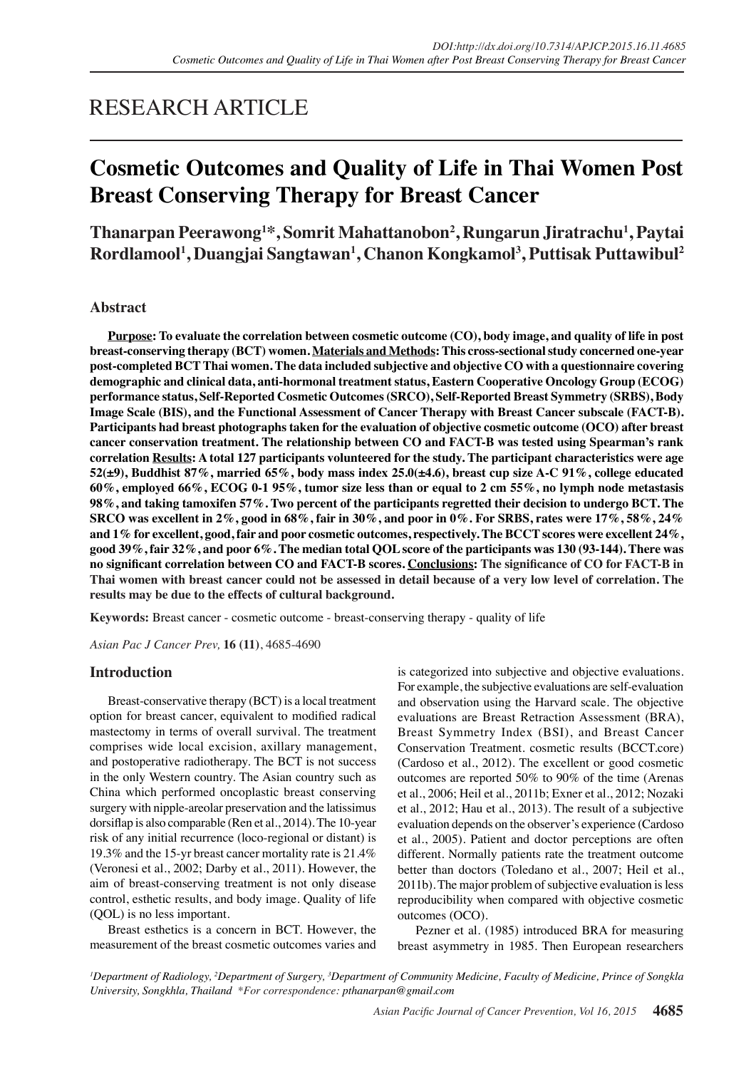# RESEARCH ARTICLE

# Cosmetic Outcomes and Quality of Life in Thai Women Post Breast Conserving Therapy for Breast Cancer

**Thanarpan Peerawong[1]*, Somrit Mahattanobon[2], Rungarun Jiratrachu[1], Paytai Rordlamool[1], Duangjai Sangtawan[1], Chanon Kongkamol[3], Puttisak Puttawibul[2]**

## Abstract

**Purpose: To evaluate the correlation between cosmetic outcome (CO), body image, and quality of life in post breast-conserving therapy (BCT) women. Materials and Methods: This cross-sectional study concerned one-year post-completed BCT Thai women. The data included subjective and objective CO with a questionnaire covering demographic and clinical data, anti-hormonal treatment status, Eastern Cooperative Oncology Group (ECOG) performance status, Self-Reported Cosmetic Outcomes (SRCO), Self-Reported Breast Symmetry (SRBS), Body Image Scale (BIS), and the Functional Assessment of Cancer Therapy with Breast Cancer subscale (FACT-B). Participants had breast photographs taken for the evaluation of objective cosmetic outcome (OCO) after breast cancer conservation treatment. The relationship between CO and FACT-B was tested using Spearman's rank correlation Results: A total 127 participants volunteered for the study. The participant characteristics were age 52(±9), Buddhist 87%, married 65%, body mass index 25.0(±4.6), breast cup size A-C 91%, college educated 60%, employed 66%, ECOG 0-1 95%, tumor size less than or equal to 2 cm 55%, no lymph node metastasis 98%, and taking tamoxifen 57%. Two percent of the participants regretted their decision to undergo BCT. The SRCO was excellent in 2%, good in 68%, fair in 30%, and poor in 0%. For SRBS, rates were 17%, 58%, 24% and 1% for excellent, good, fair and poor cosmetic outcomes, respectively. The BCCT scores were excellent 24%, good 39%, fair 32%, and poor 6%. The median total QOL score of the participants was 130 (93-144). There was no significant correlation between CO and FACT-B scores. Conclusions: The significance of CO for FACT-B in Thai women with breast cancer could not be assessed in detail because of a very low level of correlation. The results may be due to the effects of cultural background.**

**Keywords:** Breast cancer - cosmetic outcome - breast-conserving therapy - quality of life

*Asian Pac J Cancer Prev,* **16 (11)**, 4685-4690

## Introduction

Breast-conservative therapy (BCT) is a local treatment option for breast cancer, equivalent to modified radical mastectomy in terms of overall survival. The treatment comprises wide local excision, axillary management, and postoperative radiotherapy. The BCT is not success in the only Western country. The Asian country such as China which performed oncoplastic breast conserving surgery with nipple-areolar preservation and the latissimus dorsiflap is also comparable (Ren et al., 2014). The 10-year risk of any initial recurrence (loco-regional or distant) is 19.3% and the 15-yr breast cancer mortality rate is 21.4% (Veronesi et al., 2002; Darby et al., 2011). However, the aim of breast-conserving treatment is not only disease control, esthetic results, and body image. Quality of life (QOL) is no less important.

Breast esthetics is a concern in BCT. However, the measurement of the breast cosmetic outcomes varies and is categorized into subjective and objective evaluations. For example, the subjective evaluations are self-evaluation and observation using the Harvard scale. The objective evaluations are Breast Retraction Assessment (BRA), Breast Symmetry Index (BSI), and Breast Cancer Conservation Treatment. cosmetic results (BCCT.core) (Cardoso et al., 2012). The excellent or good cosmetic outcomes are reported 50% to 90% of the time (Arenas et al., 2006; Heil et al., 2011b; Exner et al., 2012; Nozaki et al., 2012; Hau et al., 2013). The result of a subjective evaluation depends on the observer's experience (Cardoso et al., 2005). Patient and doctor perceptions are often different. Normally patients rate the treatment outcome better than doctors (Toledano et al., 2007; Heil et al., 2011b). The major problem of subjective evaluation is less reproducibility when compared with objective cosmetic outcomes (OCO).

Pezner et al. (1985) introduced BRA for measuring breast asymmetry in 1985. Then European researchers

*[1]Department of Radiology, [2]Department of Surgery, [3]Department of Community Medicine, Faculty of Medicine, Prince of Songkla University, Songkhla, Thailand *For correspondence: pthanarpan@gmail.com*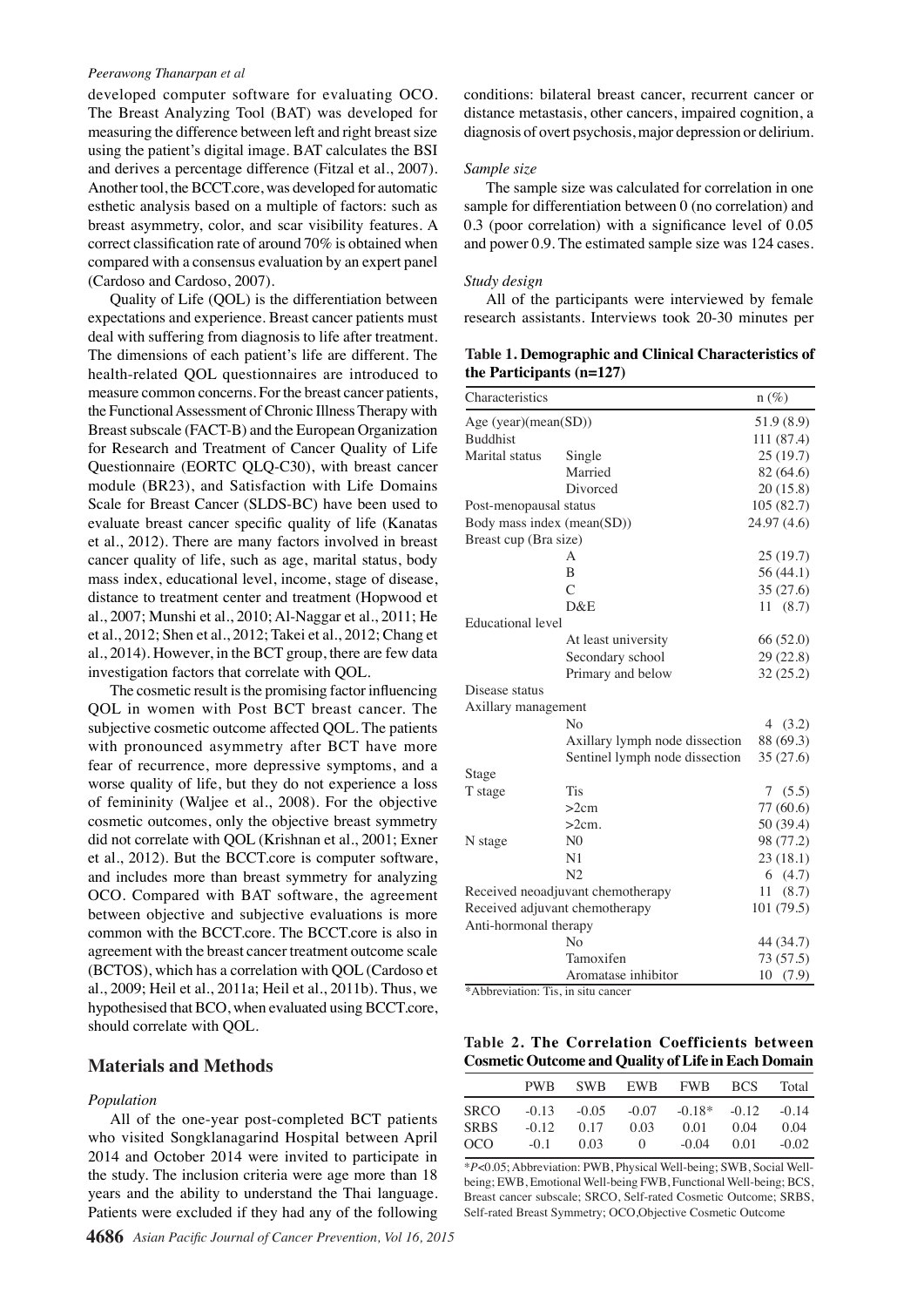developed computer software for evaluating OCO. The Breast Analyzing Tool (BAT) was developed for measuring the difference between left and right breast size using the patient's digital image. BAT calculates the BSI and derives a percentage difference (Fitzal et al., 2007). Another tool, the BCCT.core, was developed for automatic esthetic analysis based on a multiple of factors: such as breast asymmetry, color, and scar visibility features. A correct classification rate of around 70% is obtained when compared with a consensus evaluation by an expert panel (Cardoso and Cardoso, 2007).

Quality of Life (QOL) is the differentiation between expectations and experience. Breast cancer patients must deal with suffering from diagnosis to life after treatment. The dimensions of each patient's life are different. The health-related QOL questionnaires are introduced to measure common concerns. For the breast cancer patients, the Functional Assessment of Chronic Illness Therapy with Breast subscale (FACT-B) and the European Organization for Research and Treatment of Cancer Quality of Life Questionnaire (EORTC QLQ-C30), with breast cancer module (BR23), and Satisfaction with Life Domains Scale for Breast Cancer (SLDS-BC) have been used to evaluate breast cancer specific quality of life (Kanatas et al., 2012). There are many factors involved in breast cancer quality of life, such as age, marital status, body mass index, educational level, income, stage of disease, distance to treatment center and treatment (Hopwood et al., 2007; Munshi et al., 2010; Al-Naggar et al., 2011; He et al., 2012; Shen et al., 2012; Takei et al., 2012; Chang et al., 2014). However, in the BCT group, there are few data investigation factors that correlate with QOL.

The cosmetic result is the promising factor influencing QOL in women with Post BCT breast cancer. The subjective cosmetic outcome affected QOL. The patients with pronounced asymmetry after BCT have more fear of recurrence, more depressive symptoms, and a worse quality of life, but they do not experience a loss of femininity (Waljee et al., 2008). For the objective cosmetic outcomes, only the objective breast symmetry did not correlate with QOL (Krishnan et al., 2001; Exner et al., 2012). But the BCCT.core is computer software, and includes more than breast symmetry for analyzing OCO. Compared with BAT software, the agreement between objective and subjective evaluations is more common with the BCCT.core. The BCCT.core is also in agreement with the breast cancer treatment outcome scale (BCTOS), which has a correlation with QOL (Cardoso et al., 2009; Heil et al., 2011a; Heil et al., 2011b). Thus, we hypothesised that BCO, when evaluated using BCCT.core, should correlate with QOL.

## Materials and Methods

### *Population*

All of the one-year post-completed BCT patients who visited Songklanagarind Hospital between April 2014 and October 2014 were invited to participate in the study. The inclusion criteria were age more than 18 years and the ability to understand the Thai language. Patients were excluded if they had any of the following conditions: bilateral breast cancer, recurrent cancer or distance metastasis, other cancers, impaired cognition, a diagnosis of overt psychosis, major depression or delirium.

### *Sample size*

The sample size was calculated for correlation in one sample for differentiation between 0 (no correlation) and 0.3 (poor correlation) with a significance level of 0.05 and power 0.9. The estimated sample size was 124 cases.

### *Study design*

All of the participants were interviewed by female research assistants. Interviews took 20-30 minutes per

**Table 1. Demographic and Clinical Characteristics of the Participants (n=127)**

| Characteristics | | n (%) |
|---|---|---|
| Age (year)(mean(SD)) | | 51.9 (8.9) |
| Buddhist | | 111 (87.4) |
| Marital status | Single | 25 (19.7) |
| | Married | 82 (64.6) |
| | Divorced | 20 (15.8) |
| Post-menopausal status | | 105 (82.7) |
| Body mass index (mean(SD)) | | 24.97 (4.6) |
| Breast cup (Bra size) | | |
| | A | 25 (19.7) |
| | B | 56 (44.1) |
| | C | 35 (27.6) |
| | D&E | 11 (8.7) |
| Educational level | | |
| | At least university | 66 (52.0) |
| | Secondary school | 29 (22.8) |
| | Primary and below | 32 (25.2) |
| Disease status | | |
| Axillary management | | |
| | No | 4 (3.2) |
| | Axillary lymph node dissection | 88 (69.3) |
| | Sentinel lymph node dissection | 35 (27.6) |
| Stage | | |
| T stage | Tis | 7 (5.5) |
| | >2cm | 77 (60.6) |
| | >2cm. | 50 (39.4) |
| N stage | N0 | 98 (77.2) |
| | N1 | 23 (18.1) |
| | N2 | 6 (4.7) |
| Received neoadjuvant chemotherapy | | 11 (8.7) |
| Received adjuvant chemotherapy | | 101 (79.5) |
| Anti-hormonal therapy | | |
| | No | 44 (34.7) |
| | Tamoxifen | 73 (57.5) |
| | Aromatase inhibitor | 10 (7.9) |

*Abbreviation: Tis, in situ cancer

**Table 2. The Correlation Coefficients between Cosmetic Outcome and Quality of Life in Each Domain**

| | PWB | SWB | EWB | FWB | BCS | Total |
|---|---|---|---|---|---|---|
| SRCO | -0.13 | -0.05 | -0.07 | -0.18* | -0.12 | -0.14 |
| SRBS | -0.12 | 0.17 | 0.03 | 0.01 | 0.04 | 0.04 |
| OCO | -0.1 | 0.03 | 0 | -0.04 | 0.01 | -0.02 |

*$P<0.05$; Abbreviation: PWB, Physical Well-being; SWB, Social Well-being; EWB, Emotional Well-being FWB, Functional Well-being; BCS, Breast cancer subscale; SRCO, Self-rated Cosmetic Outcome; SRBS, Self-rated Breast Symmetry; OCO,Objective Cosmetic Outcome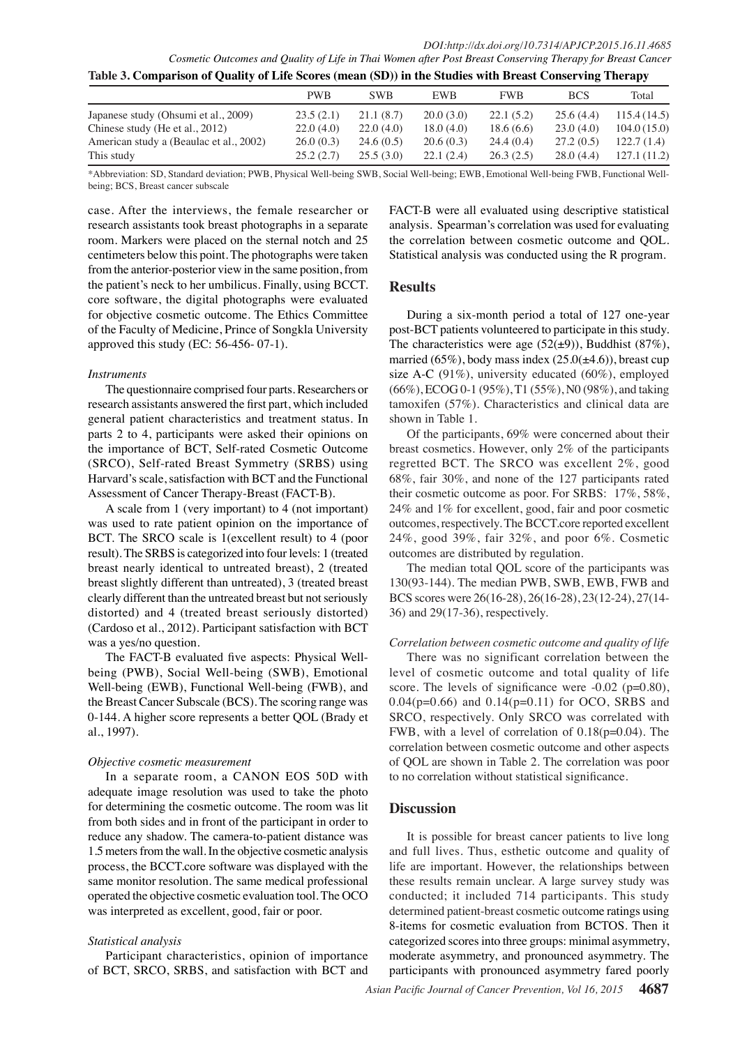**Table 3. Comparison of Quality of Life Scores (mean (SD)) in the Studies with Breast Conserving Therapy**

| | PWB | SWB | EWB | FWB | BCS | Total |
|---|---|---|---|---|---|---|
| Japanese study (Ohsumi et al., 2009) | 23.5 (2.1) | 21.1 (8.7) | 20.0 (3.0) | 22.1 (5.2) | 25.6 (4.4) | 115.4 (14.5) |
| Chinese study (He et al., 2012) | 22.0 (4.0) | 22.0 (4.0) | 18.0 (4.0) | 18.6 (6.6) | 23.0 (4.0) | 104.0 (15.0) |
| American study a (Beaulac et al., 2002) | 26.0 (0.3) | 24.6 (0.5) | 20.6 (0.3) | 24.4 (0.4) | 27.2 (0.5) | 122.7 (1.4) |
| This study | 25.2 (2.7) | 25.5 (3.0) | 22.1 (2.4) | 26.3 (2.5) | 28.0 (4.4) | 127.1 (11.2) |

*Abbreviation: SD, Standard deviation; PWB, Physical Well-being SWB, Social Well-being; EWB, Emotional Well-being FWB, Functional Well-being; BCS, Breast cancer subscale

case. After the interviews, the female researcher or research assistants took breast photographs in a separate room. Markers were placed on the sternal notch and 25 centimeters below this point. The photographs were taken from the anterior-posterior view in the same position, from the patient's neck to her umbilicus. Finally, using BCCT. core software, the digital photographs were evaluated for objective cosmetic outcome. The Ethics Committee of the Faculty of Medicine, Prince of Songkla University approved this study (EC: 56-456- 07-1).

### *Instruments*

The questionnaire comprised four parts. Researchers or research assistants answered the first part, which included general patient characteristics and treatment status. In parts 2 to 4, participants were asked their opinions on the importance of BCT, Self-rated Cosmetic Outcome (SRCO), Self-rated Breast Symmetry (SRBS) using Harvard's scale, satisfaction with BCT and the Functional Assessment of Cancer Therapy-Breast (FACT-B).

A scale from 1 (very important) to 4 (not important) was used to rate patient opinion on the importance of BCT. The SRCO scale is 1(excellent result) to 4 (poor result). The SRBS is categorized into four levels: 1 (treated breast nearly identical to untreated breast), 2 (treated breast slightly different than untreated), 3 (treated breast clearly different than the untreated breast but not seriously distorted) and 4 (treated breast seriously distorted) (Cardoso et al., 2012). Participant satisfaction with BCT was a yes/no question.

The FACT-B evaluated five aspects: Physical Well-being (PWB), Social Well-being (SWB), Emotional Well-being (EWB), Functional Well-being (FWB), and the Breast Cancer Subscale (BCS). The scoring range was 0-144. A higher score represents a better QOL (Brady et al., 1997).

### *Objective cosmetic measurement*

In a separate room, a CANON EOS 50D with adequate image resolution was used to take the photo for determining the cosmetic outcome. The room was lit from both sides and in front of the participant in order to reduce any shadow. The camera-to-patient distance was 1.5 meters from the wall. In the objective cosmetic analysis process, the BCCT.core software was displayed with the same monitor resolution. The same medical professional operated the objective cosmetic evaluation tool. The OCO was interpreted as excellent, good, fair or poor.

### *Statistical analysis*

Participant characteristics, opinion of importance of BCT, SRCO, SRBS, and satisfaction with BCT and FACT-B were all evaluated using descriptive statistical analysis. Spearman's correlation was used for evaluating the correlation between cosmetic outcome and QOL. Statistical analysis was conducted using the R program.

## Results

During a six-month period a total of 127 one-year post-BCT patients volunteered to participate in this study. The characteristics were age (52(±9)), Buddhist (87%), married (65%), body mass index (25.0(±4.6)), breast cup size A-C (91%), university educated (60%), employed (66%), ECOG 0-1 (95%), T1 (55%), N0 (98%), and taking tamoxifen (57%). Characteristics and clinical data are shown in Table 1.

Of the participants, 69% were concerned about their breast cosmetics. However, only 2% of the participants regretted BCT. The SRCO was excellent 2%, good 68%, fair 30%, and none of the 127 participants rated their cosmetic outcome as poor. For SRBS: 17%, 58%, 24% and 1% for excellent, good, fair and poor cosmetic outcomes, respectively. The BCCT.core reported excellent 24%, good 39%, fair 32%, and poor 6%. Cosmetic outcomes are distributed by regulation.

The median total QOL score of the participants was 130(93-144). The median PWB, SWB, EWB, FWB and BCS scores were 26(16-28), 26(16-28), 23(12-24), 27(14-36) and 29(17-36), respectively.

### *Correlation between cosmetic outcome and quality of life*

There was no significant correlation between the level of cosmetic outcome and total quality of life score. The levels of significance were -0.02 (p=0.80), 0.04(p=0.66) and 0.14(p=0.11) for OCO, SRBS and SRCO, respectively. Only SRCO was correlated with FWB, with a level of correlation of 0.18(p=0.04). The correlation between cosmetic outcome and other aspects of QOL are shown in Table 2. The correlation was poor to no correlation without statistical significance.

## Discussion

It is possible for breast cancer patients to live long and full lives. Thus, esthetic outcome and quality of life are important. However, the relationships between these results remain unclear. A large survey study was conducted; it included 714 participants. This study determined patient-breast cosmetic outcome ratings using 8-items for cosmetic evaluation from BCTOS. Then it categorized scores into three groups: minimal asymmetry, moderate asymmetry, and pronounced asymmetry. The participants with pronounced asymmetry fared poorly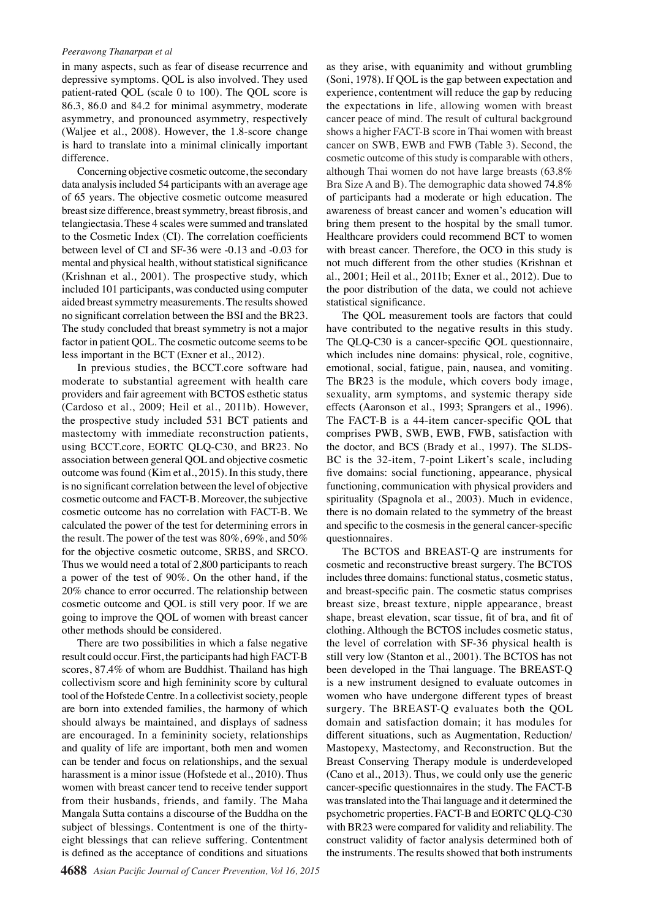in many aspects, such as fear of disease recurrence and depressive symptoms. QOL is also involved. They used patient-rated QOL (scale 0 to 100). The QOL score is 86.3, 86.0 and 84.2 for minimal asymmetry, moderate asymmetry, and pronounced asymmetry, respectively (Waljee et al., 2008). However, the 1.8-score change is hard to translate into a minimal clinically important difference.

Concerning objective cosmetic outcome, the secondary data analysis included 54 participants with an average age of 65 years. The objective cosmetic outcome measured breast size difference, breast symmetry, breast fibrosis, and telangiectasia. These 4 scales were summed and translated to the Cosmetic Index (CI). The correlation coefficients between level of CI and SF-36 were -0.13 and -0.03 for mental and physical health, without statistical significance (Krishnan et al., 2001). The prospective study, which included 101 participants, was conducted using computer aided breast symmetry measurements. The results showed no significant correlation between the BSI and the BR23. The study concluded that breast symmetry is not a major factor in patient QOL. The cosmetic outcome seems to be less important in the BCT (Exner et al., 2012).

In previous studies, the BCCT.core software had moderate to substantial agreement with health care providers and fair agreement with BCTOS esthetic status (Cardoso et al., 2009; Heil et al., 2011b). However, the prospective study included 531 BCT patients and mastectomy with immediate reconstruction patients, using BCCT.core, EORTC QLQ-C30, and BR23. No association between general QOL and objective cosmetic outcome was found (Kim et al., 2015). In this study, there is no significant correlation between the level of objective cosmetic outcome and FACT-B. Moreover, the subjective cosmetic outcome has no correlation with FACT-B. We calculated the power of the test for determining errors in the result. The power of the test was 80%, 69%, and 50% for the objective cosmetic outcome, SRBS, and SRCO. Thus we would need a total of 2,800 participants to reach a power of the test of 90%. On the other hand, if the 20% chance to error occurred. The relationship between cosmetic outcome and QOL is still very poor. If we are going to improve the QOL of women with breast cancer other methods should be considered.

There are two possibilities in which a false negative result could occur. First, the participants had high FACT-B scores, 87.4% of whom are Buddhist. Thailand has high collectivism score and high femininity score by cultural tool of the Hofstede Centre. In a collectivist society, people are born into extended families, the harmony of which should always be maintained, and displays of sadness are encouraged. In a femininity society, relationships and quality of life are important, both men and women can be tender and focus on relationships, and the sexual harassment is a minor issue (Hofstede et al., 2010). Thus women with breast cancer tend to receive tender support from their husbands, friends, and family. The Maha Mangala Sutta contains a discourse of the Buddha on the subject of blessings. Contentment is one of the thirty-eight blessings that can relieve suffering. Contentment is defined as the acceptance of conditions and situations as they arise, with equanimity and without grumbling (Soni, 1978). If QOL is the gap between expectation and experience, contentment will reduce the gap by reducing the expectations in life, allowing women with breast cancer peace of mind. The result of cultural background shows a higher FACT-B score in Thai women with breast cancer on SWB, EWB and FWB (Table 3). Second, the cosmetic outcome of this study is comparable with others, although Thai women do not have large breasts (63.8% Bra Size A and B). The demographic data showed 74.8% of participants had a moderate or high education. The awareness of breast cancer and women's education will bring them present to the hospital by the small tumor. Healthcare providers could recommend BCT to women with breast cancer. Therefore, the OCO in this study is not much different from the other studies (Krishnan et al., 2001; Heil et al., 2011b; Exner et al., 2012). Due to the poor distribution of the data, we could not achieve statistical significance.

The QOL measurement tools are factors that could have contributed to the negative results in this study. The QLQ-C30 is a cancer-specific QOL questionnaire, which includes nine domains: physical, role, cognitive, emotional, social, fatigue, pain, nausea, and vomiting. The BR23 is the module, which covers body image, sexuality, arm symptoms, and systemic therapy side effects (Aaronson et al., 1993; Sprangers et al., 1996). The FACT-B is a 44-item cancer-specific QOL that comprises PWB, SWB, EWB, FWB, satisfaction with the doctor, and BCS (Brady et al., 1997). The SLDS-BC is the 32-item, 7-point Likert's scale, including five domains: social functioning, appearance, physical functioning, communication with physical providers and spirituality (Spagnola et al., 2003). Much in evidence, there is no domain related to the symmetry of the breast and specific to the cosmesis in the general cancer-specific questionnaires.

The BCTOS and BREAST-Q are instruments for cosmetic and reconstructive breast surgery. The BCTOS includes three domains: functional status, cosmetic status, and breast-specific pain. The cosmetic status comprises breast size, breast texture, nipple appearance, breast shape, breast elevation, scar tissue, fit of bra, and fit of clothing. Although the BCTOS includes cosmetic status, the level of correlation with SF-36 physical health is still very low (Stanton et al., 2001). The BCTOS has not been developed in the Thai language. The BREAST-Q is a new instrument designed to evaluate outcomes in women who have undergone different types of breast surgery. The BREAST-Q evaluates both the QOL domain and satisfaction domain; it has modules for different situations, such as Augmentation, Reduction/Mastopexy, Mastectomy, and Reconstruction. But the Breast Conserving Therapy module is underdeveloped (Cano et al., 2013). Thus, we could only use the generic cancer-specific questionnaires in the study. The FACT-B was translated into the Thai language and it determined the psychometric properties. FACT-B and EORTC QLQ-C30 with BR23 were compared for validity and reliability. The construct validity of factor analysis determined both of the instruments. The results showed that both instruments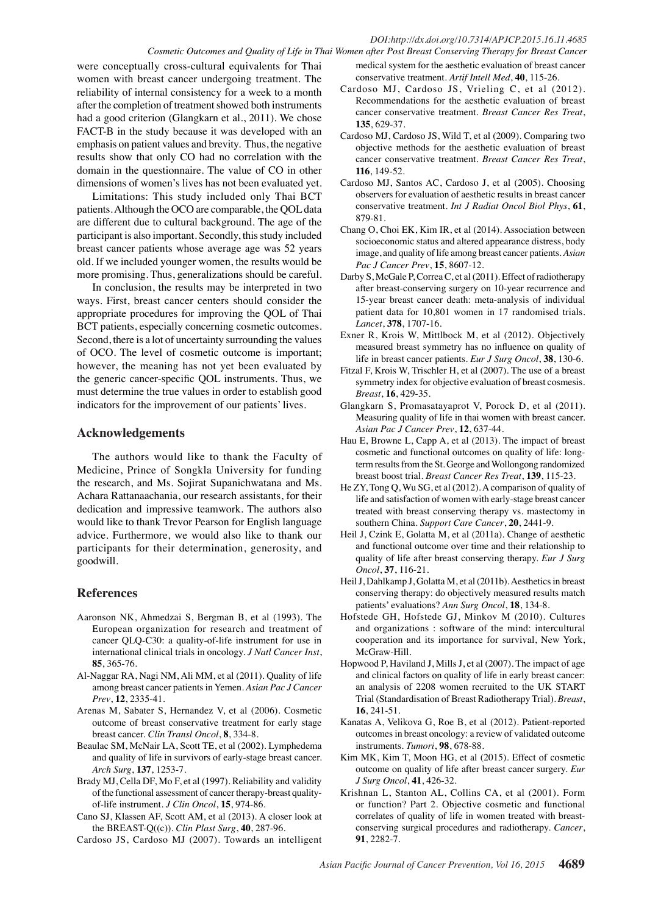were conceptually cross-cultural equivalents for Thai women with breast cancer undergoing treatment. The reliability of internal consistency for a week to a month after the completion of treatment showed both instruments had a good criterion (Glangkarn et al., 2011). We chose FACT-B in the study because it was developed with an emphasis on patient values and brevity. Thus, the negative results show that only CO had no correlation with the domain in the questionnaire. The value of CO in other dimensions of women's lives has not been evaluated yet.

Limitations: This study included only Thai BCT patients. Although the OCO are comparable, the QOL data are different due to cultural background. The age of the participant is also important. Secondly, this study included breast cancer patients whose average age was 52 years old. If we included younger women, the results would be more promising. Thus, generalizations should be careful.

In conclusion, the results may be interpreted in two ways. First, breast cancer centers should consider the appropriate procedures for improving the QOL of Thai BCT patients, especially concerning cosmetic outcomes. Second, there is a lot of uncertainty surrounding the values of OCO. The level of cosmetic outcome is important; however, the meaning has not yet been evaluated by the generic cancer-specific QOL instruments. Thus, we must determine the true values in order to establish good indicators for the improvement of our patients' lives.

## Acknowledgements

The authors would like to thank the Faculty of Medicine, Prince of Songkla University for funding the research, and Ms. Sojirat Supanichwatana and Ms. Achara Rattanaachania, our research assistants, for their dedication and impressive teamwork. The authors also would like to thank Trevor Pearson for English language advice. Furthermore, we would also like to thank our participants for their determination, generosity, and goodwill.

## References

Aaronson NK, Ahmedzai S, Bergman B, et al (1993). The European organization for research and treatment of cancer QLQ-C30: a quality-of-life instrument for use in international clinical trials in oncology. *J Natl Cancer Inst*, **85**, 365-76.

Al-Naggar RA, Nagi NM, Ali MM, et al (2011). Quality of life among breast cancer patients in Yemen. *Asian Pac J Cancer Prev*, **12**, 2335-41.

Arenas M, Sabater S, Hernandez V, et al (2006). Cosmetic outcome of breast conservative treatment for early stage breast cancer. *Clin Transl Oncol*, **8**, 334-8.

Beaulac SM, McNair LA, Scott TE, et al (2002). Lymphedema and quality of life in survivors of early-stage breast cancer. *Arch Surg*, **137**, 1253-7.

Brady MJ, Cella DF, Mo F, et al (1997). Reliability and validity of the functional assessment of cancer therapy-breast quality-of-life instrument. *J Clin Oncol*, **15**, 974-86.

Cano SJ, Klassen AF, Scott AM, et al (2013). A closer look at the BREAST-Q((c)). *Clin Plast Surg*, **40**, 287-96.

Cardoso JS, Cardoso MJ (2007). Towards an intelligent medical system for the aesthetic evaluation of breast cancer conservative treatment. *Artif Intell Med*, **40**, 115-26.

Cardoso MJ, Cardoso JS, Vrieling C, et al (2012). Recommendations for the aesthetic evaluation of breast cancer conservative treatment. *Breast Cancer Res Treat*, **135**, 629-37.

Cardoso MJ, Cardoso JS, Wild T, et al (2009). Comparing two objective methods for the aesthetic evaluation of breast cancer conservative treatment. *Breast Cancer Res Treat*, **116**, 149-52.

Cardoso MJ, Santos AC, Cardoso J, et al (2005). Choosing observers for evaluation of aesthetic results in breast cancer conservative treatment. *Int J Radiat Oncol Biol Phys*, **61**, 879-81.

Chang O, Choi EK, Kim IR, et al (2014). Association between socioeconomic status and altered appearance distress, body image, and quality of life among breast cancer patients. *Asian Pac J Cancer Prev*, **15**, 8607-12.

Darby S, McGale P, Correa C, et al (2011). Effect of radiotherapy after breast-conserving surgery on 10-year recurrence and 15-year breast cancer death: meta-analysis of individual patient data for 10,801 women in 17 randomised trials. *Lancet*, **378**, 1707-16.

Exner R, Krois W, Mittlbock M, et al (2012). Objectively measured breast symmetry has no influence on quality of life in breast cancer patients. *Eur J Surg Oncol*, **38**, 130-6.

Fitzal F, Krois W, Trischler H, et al (2007). The use of a breast symmetry index for objective evaluation of breast cosmesis. *Breast*, **16**, 429-35.

Glangkarn S, Promasatayaprot V, Porock D, et al (2011). Measuring quality of life in thai women with breast cancer. *Asian Pac J Cancer Prev*, **12**, 637-44.

Hau E, Browne L, Capp A, et al (2013). The impact of breast cosmetic and functional outcomes on quality of life: long-term results from the St. George and Wollongong randomized breast boost trial. *Breast Cancer Res Treat*, **139**, 115-23.

He ZY, Tong Q, Wu SG, et al (2012). A comparison of quality of life and satisfaction of women with early-stage breast cancer treated with breast conserving therapy vs. mastectomy in southern China. *Support Care Cancer*, **20**, 2441-9.

Heil J, Czink E, Golatta M, et al (2011a). Change of aesthetic and functional outcome over time and their relationship to quality of life after breast conserving therapy. *Eur J Surg Oncol*, **37**, 116-21.

Heil J, Dahlkamp J, Golatta M, et al (2011b). Aesthetics in breast conserving therapy: do objectively measured results match patients' evaluations? *Ann Surg Oncol*, **18**, 134-8.

Hofstede GH, Hofstede GJ, Minkov M (2010). Cultures and organizations : software of the mind: intercultural cooperation and its importance for survival, New York, McGraw-Hill.

Hopwood P, Haviland J, Mills J, et al (2007). The impact of age and clinical factors on quality of life in early breast cancer: an analysis of 2208 women recruited to the UK START Trial (Standardisation of Breast Radiotherapy Trial). *Breast*, **16**, 241-51.

Kanatas A, Velikova G, Roe B, et al (2012). Patient-reported outcomes in breast oncology: a review of validated outcome instruments. *Tumori*, **98**, 678-88.

Kim MK, Kim T, Moon HG, et al (2015). Effect of cosmetic outcome on quality of life after breast cancer surgery. *Eur J Surg Oncol*, **41**, 426-32.

Krishnan L, Stanton AL, Collins CA, et al (2001). Form or function? Part 2. Objective cosmetic and functional correlates of quality of life in women treated with breast-conserving surgical procedures and radiotherapy. *Cancer*, **91**, 2282-7.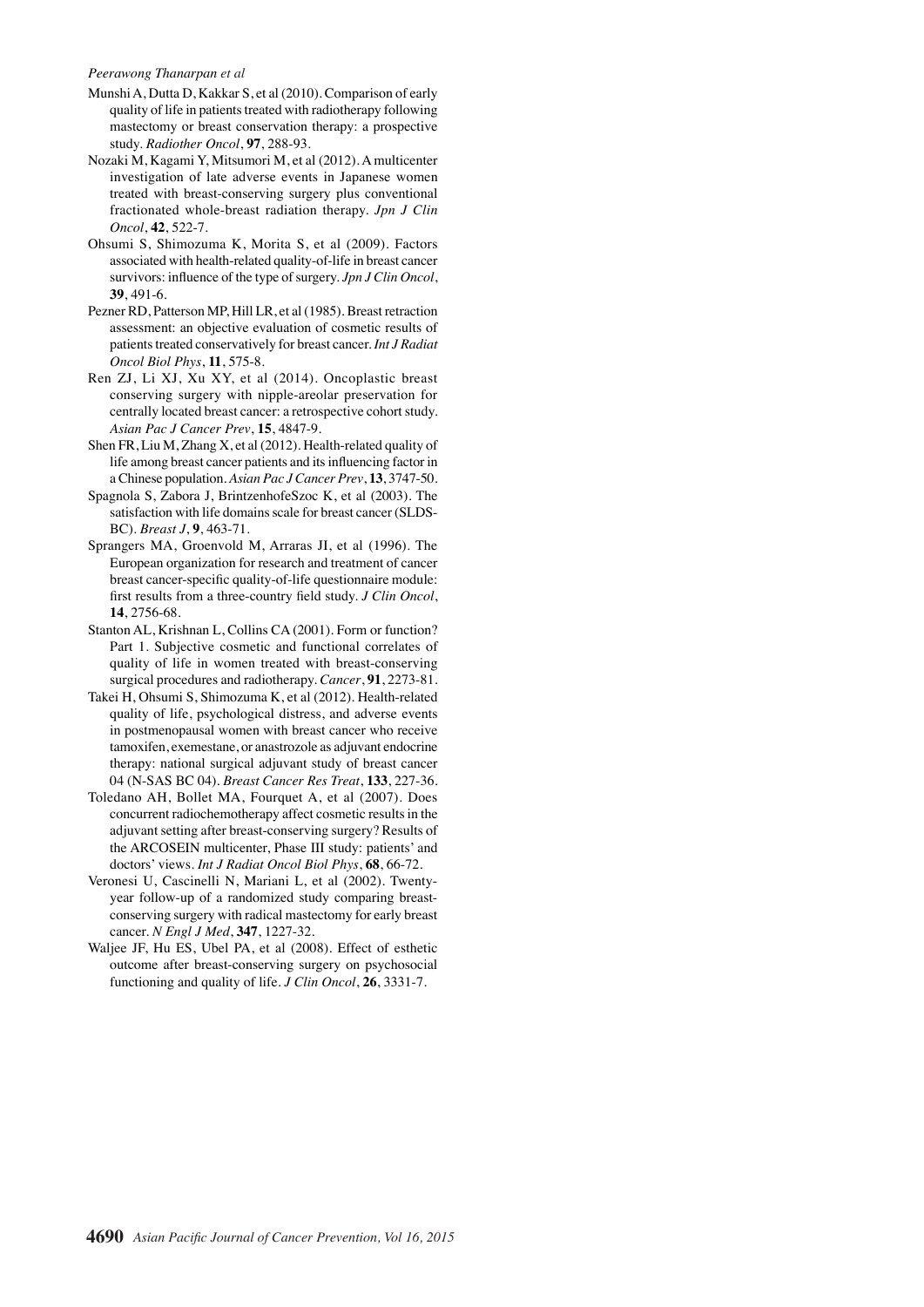Munshi A, Dutta D, Kakkar S, et al (2010). Comparison of early quality of life in patients treated with radiotherapy following mastectomy or breast conservation therapy: a prospective study. *Radiother Oncol*, **97**, 288-93.

Nozaki M, Kagami Y, Mitsumori M, et al (2012). A multicenter investigation of late adverse events in Japanese women treated with breast-conserving surgery plus conventional fractionated whole-breast radiation therapy. *Jpn J Clin Oncol*, **42**, 522-7.

Ohsumi S, Shimozuma K, Morita S, et al (2009). Factors associated with health-related quality-of-life in breast cancer survivors: influence of the type of surgery. *Jpn J Clin Oncol*, **39**, 491-6.

Pezner RD, Patterson MP, Hill LR, et al (1985). Breast retraction assessment: an objective evaluation of cosmetic results of patients treated conservatively for breast cancer. *Int J Radiat Oncol Biol Phys*, **11**, 575-8.

Ren ZJ, Li XJ, Xu XY, et al (2014). Oncoplastic breast conserving surgery with nipple-areolar preservation for centrally located breast cancer: a retrospective cohort study. *Asian Pac J Cancer Prev*, **15**, 4847-9.

Shen FR, Liu M, Zhang X, et al (2012). Health-related quality of life among breast cancer patients and its influencing factor in a Chinese population. *Asian Pac J Cancer Prev*, **13**, 3747-50.

Spagnola S, Zabora J, BrintzenhofeSzoc K, et al (2003). The satisfaction with life domains scale for breast cancer (SLDS-BC). *Breast J*, **9**, 463-71.

Sprangers MA, Groenvold M, Arraras JI, et al (1996). The European organization for research and treatment of cancer breast cancer-specific quality-of-life questionnaire module: first results from a three-country field study. *J Clin Oncol*, **14**, 2756-68.

Stanton AL, Krishnan L, Collins CA (2001). Form or function? Part 1. Subjective cosmetic and functional correlates of quality of life in women treated with breast-conserving surgical procedures and radiotherapy. *Cancer*, **91**, 2273-81.

Takei H, Ohsumi S, Shimozuma K, et al (2012). Health-related quality of life, psychological distress, and adverse events in postmenopausal women with breast cancer who receive tamoxifen, exemestane, or anastrozole as adjuvant endocrine therapy: national surgical adjuvant study of breast cancer 04 (N-SAS BC 04). *Breast Cancer Res Treat*, **133**, 227-36.

Toledano AH, Bollet MA, Fourquet A, et al (2007). Does concurrent radiochemotherapy affect cosmetic results in the adjuvant setting after breast-conserving surgery? Results of the ARCOSEIN multicenter, Phase III study: patients' and doctors' views. *Int J Radiat Oncol Biol Phys*, **68**, 66-72.

Veronesi U, Cascinelli N, Mariani L, et al (2002). Twenty-year follow-up of a randomized study comparing breast-conserving surgery with radical mastectomy for early breast cancer. *N Engl J Med*, **347**, 1227-32.

Waljee JF, Hu ES, Ubel PA, et al (2008). Effect of esthetic outcome after breast-conserving surgery on psychosocial functioning and quality of life. *J Clin Oncol*, **26**, 3331-7.